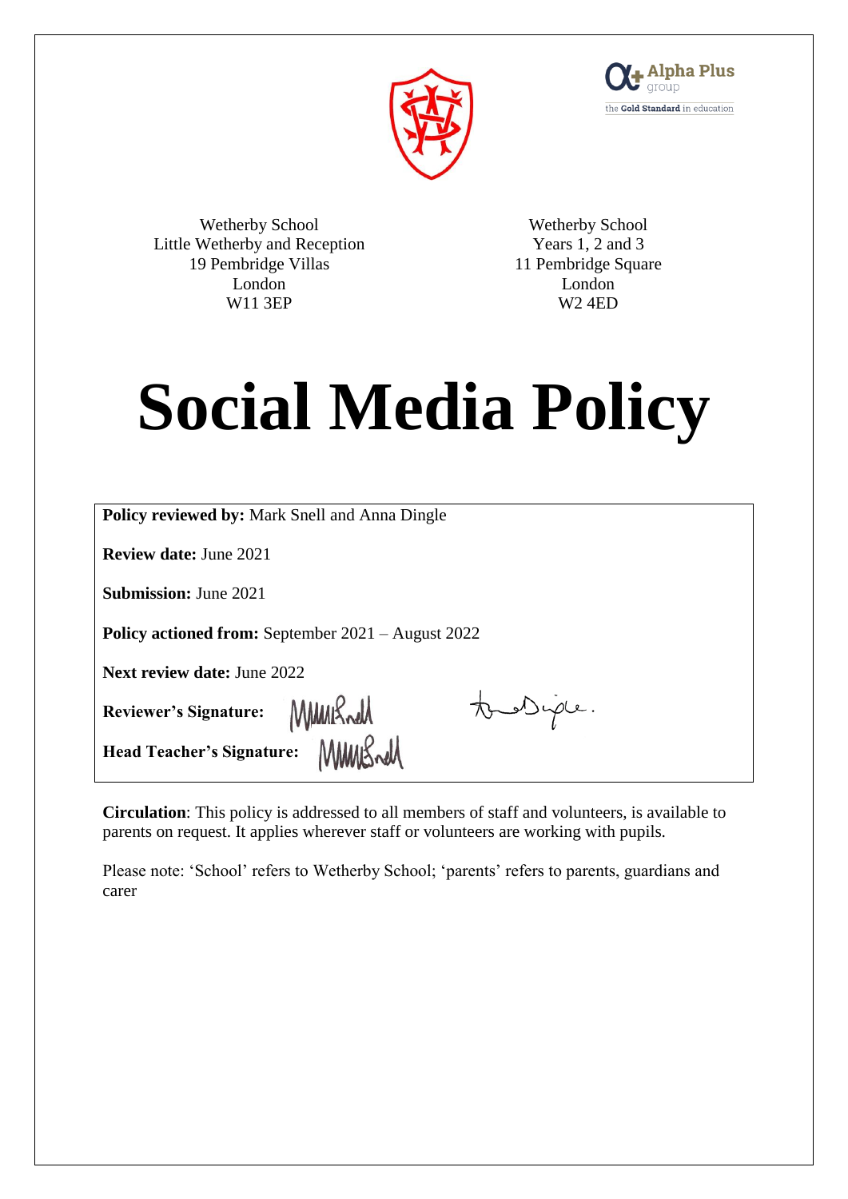Wetherby School
Little Wetherby and Reception
19 Pembridge Villas
London
W11 3EP

Wetherby School
Years 1, 2 and 3
11 Pembridge Square
London
W2 4ED

# Social Media Policy

**Policy reviewed by:** Mark Snell and Anna Dingle

**Review date:** June 2021

**Submission:** June 2021

**Policy actioned from:** September 2021 – August 2022

**Next review date:** June 2022

**Reviewer's Signature:**

**Head Teacher's Signature:**

**Circulation**: This policy is addressed to all members of staff and volunteers, is available to parents on request. It applies wherever staff or volunteers are working with pupils.

Please note: 'School' refers to Wetherby School; 'parents' refers to parents, guardians and carer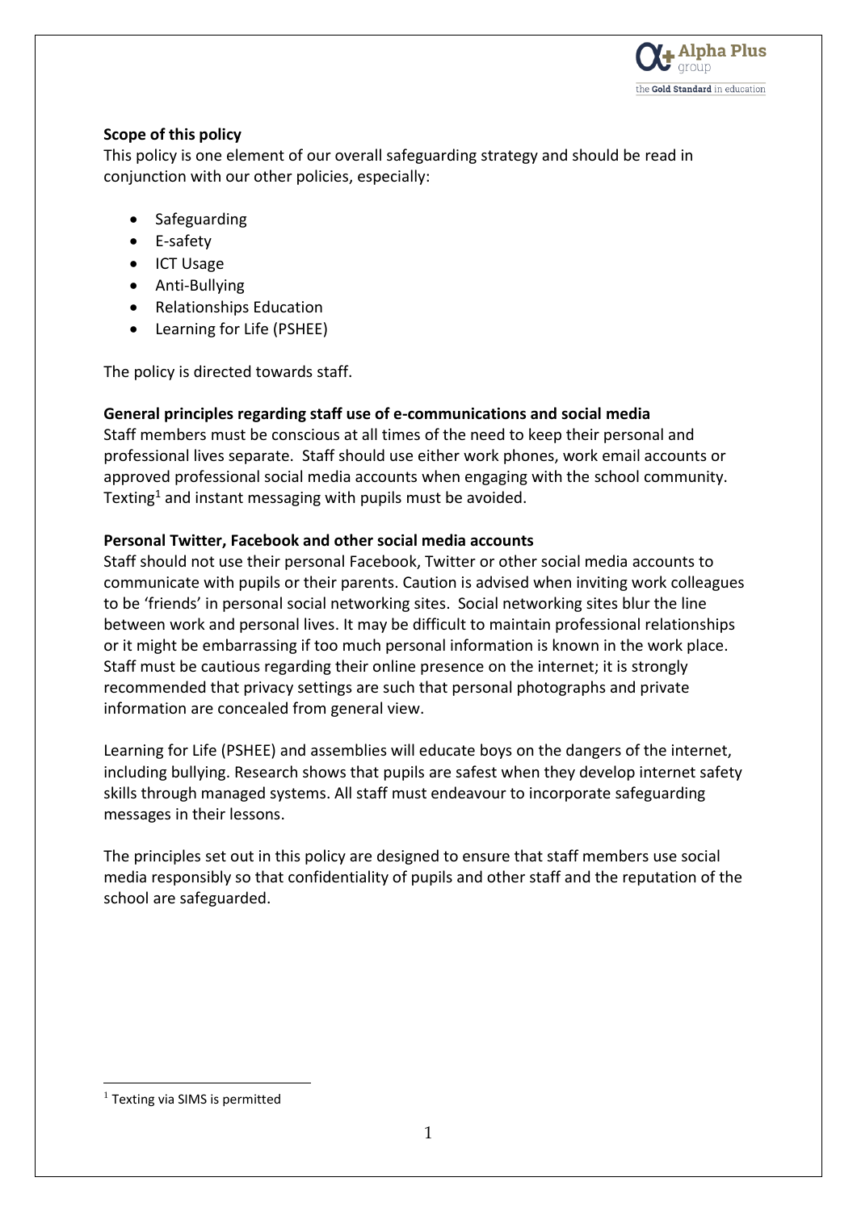**Scope of this policy**

This policy is one element of our overall safeguarding strategy and should be read in conjunction with our other policies, especially:

- Safeguarding
- E-safety
- ICT Usage
- Anti-Bullying
- Relationships Education
- Learning for Life (PSHEE)

The policy is directed towards staff.

**General principles regarding staff use of e-communications and social media**

Staff members must be conscious at all times of the need to keep their personal and professional lives separate. Staff should use either work phones, work email accounts or approved professional social media accounts when engaging with the school community. Texting[1] and instant messaging with pupils must be avoided.

**Personal Twitter, Facebook and other social media accounts**

Staff should not use their personal Facebook, Twitter or other social media accounts to communicate with pupils or their parents. Caution is advised when inviting work colleagues to be 'friends' in personal social networking sites. Social networking sites blur the line between work and personal lives. It may be difficult to maintain professional relationships or it might be embarrassing if too much personal information is known in the work place. Staff must be cautious regarding their online presence on the internet; it is strongly recommended that privacy settings are such that personal photographs and private information are concealed from general view.

Learning for Life (PSHEE) and assemblies will educate boys on the dangers of the internet, including bullying. Research shows that pupils are safest when they develop internet safety skills through managed systems. All staff must endeavour to incorporate safeguarding messages in their lessons.

The principles set out in this policy are designed to ensure that staff members use social media responsibly so that confidentiality of pupils and other staff and the reputation of the school are safeguarded.

[1] Texting via SIMS is permitted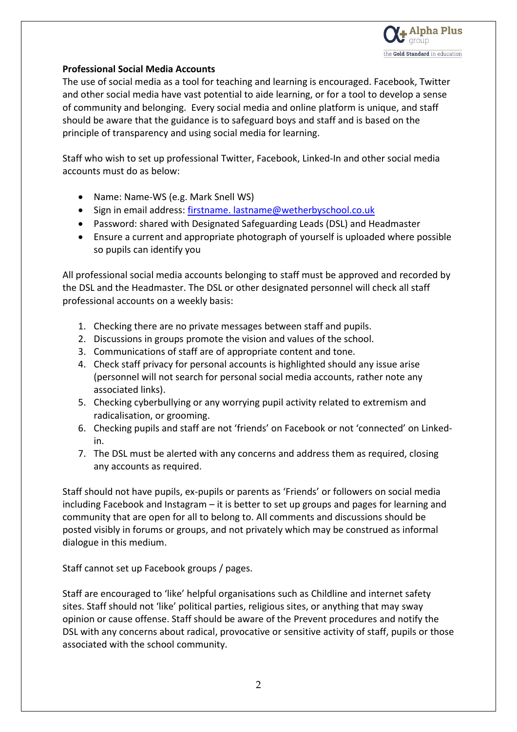**Professional Social Media Accounts**

The use of social media as a tool for teaching and learning is encouraged. Facebook, Twitter and other social media have vast potential to aide learning, or for a tool to develop a sense of community and belonging. Every social media and online platform is unique, and staff should be aware that the guidance is to safeguard boys and staff and is based on the principle of transparency and using social media for learning.

Staff who wish to set up professional Twitter, Facebook, Linked-In and other social media accounts must do as below:

- Name: Name-WS (e.g. Mark Snell WS)
- Sign in email address: firstname. lastname@wetherbyschool.co.uk
- Password: shared with Designated Safeguarding Leads (DSL) and Headmaster
- Ensure a current and appropriate photograph of yourself is uploaded where possible so pupils can identify you

All professional social media accounts belonging to staff must be approved and recorded by the DSL and the Headmaster. The DSL or other designated personnel will check all staff professional accounts on a weekly basis:

1. Checking there are no private messages between staff and pupils.
2. Discussions in groups promote the vision and values of the school.
3. Communications of staff are of appropriate content and tone.
4. Check staff privacy for personal accounts is highlighted should any issue arise (personnel will not search for personal social media accounts, rather note any associated links).
5. Checking cyberbullying or any worrying pupil activity related to extremism and radicalisation, or grooming.
6. Checking pupils and staff are not 'friends' on Facebook or not 'connected' on Linked-in.
7. The DSL must be alerted with any concerns and address them as required, closing any accounts as required.

Staff should not have pupils, ex-pupils or parents as 'Friends' or followers on social media including Facebook and Instagram – it is better to set up groups and pages for learning and community that are open for all to belong to. All comments and discussions should be posted visibly in forums or groups, and not privately which may be construed as informal dialogue in this medium.

Staff cannot set up Facebook groups / pages.

Staff are encouraged to 'like' helpful organisations such as Childline and internet safety sites. Staff should not 'like' political parties, religious sites, or anything that may sway opinion or cause offense. Staff should be aware of the Prevent procedures and notify the DSL with any concerns about radical, provocative or sensitive activity of staff, pupils or those associated with the school community.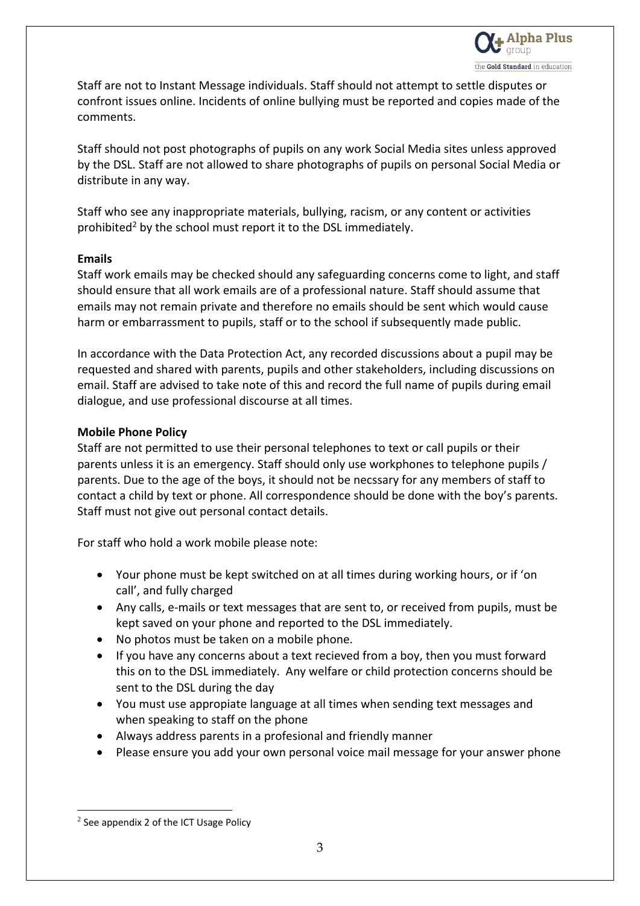Staff are not to Instant Message individuals. Staff should not attempt to settle disputes or confront issues online. Incidents of online bullying must be reported and copies made of the comments.

Staff should not post photographs of pupils on any work Social Media sites unless approved by the DSL. Staff are not allowed to share photographs of pupils on personal Social Media or distribute in any way.

Staff who see any inappropriate materials, bullying, racism, or any content or activities prohibited[2] by the school must report it to the DSL immediately.

**Emails**

Staff work emails may be checked should any safeguarding concerns come to light, and staff should ensure that all work emails are of a professional nature. Staff should assume that emails may not remain private and therefore no emails should be sent which would cause harm or embarrassment to pupils, staff or to the school if subsequently made public.

In accordance with the Data Protection Act, any recorded discussions about a pupil may be requested and shared with parents, pupils and other stakeholders, including discussions on email. Staff are advised to take note of this and record the full name of pupils during email dialogue, and use professional discourse at all times.

**Mobile Phone Policy**

Staff are not permitted to use their personal telephones to text or call pupils or their parents unless it is an emergency. Staff should only use workphones to telephone pupils / parents. Due to the age of the boys, it should not be necssary for any members of staff to contact a child by text or phone. All correspondence should be done with the boy's parents. Staff must not give out personal contact details.

For staff who hold a work mobile please note:

- Your phone must be kept switched on at all times during working hours, or if 'on call', and fully charged
- Any calls, e-mails or text messages that are sent to, or received from pupils, must be kept saved on your phone and reported to the DSL immediately.
- No photos must be taken on a mobile phone.
- If you have any concerns about a text recieved from a boy, then you must forward this on to the DSL immediately. Any welfare or child protection concerns should be sent to the DSL during the day
- You must use appropiate language at all times when sending text messages and when speaking to staff on the phone
- Always address parents in a profesional and friendly manner
- Please ensure you add your own personal voice mail message for your answer phone

[2] See appendix 2 of the ICT Usage Policy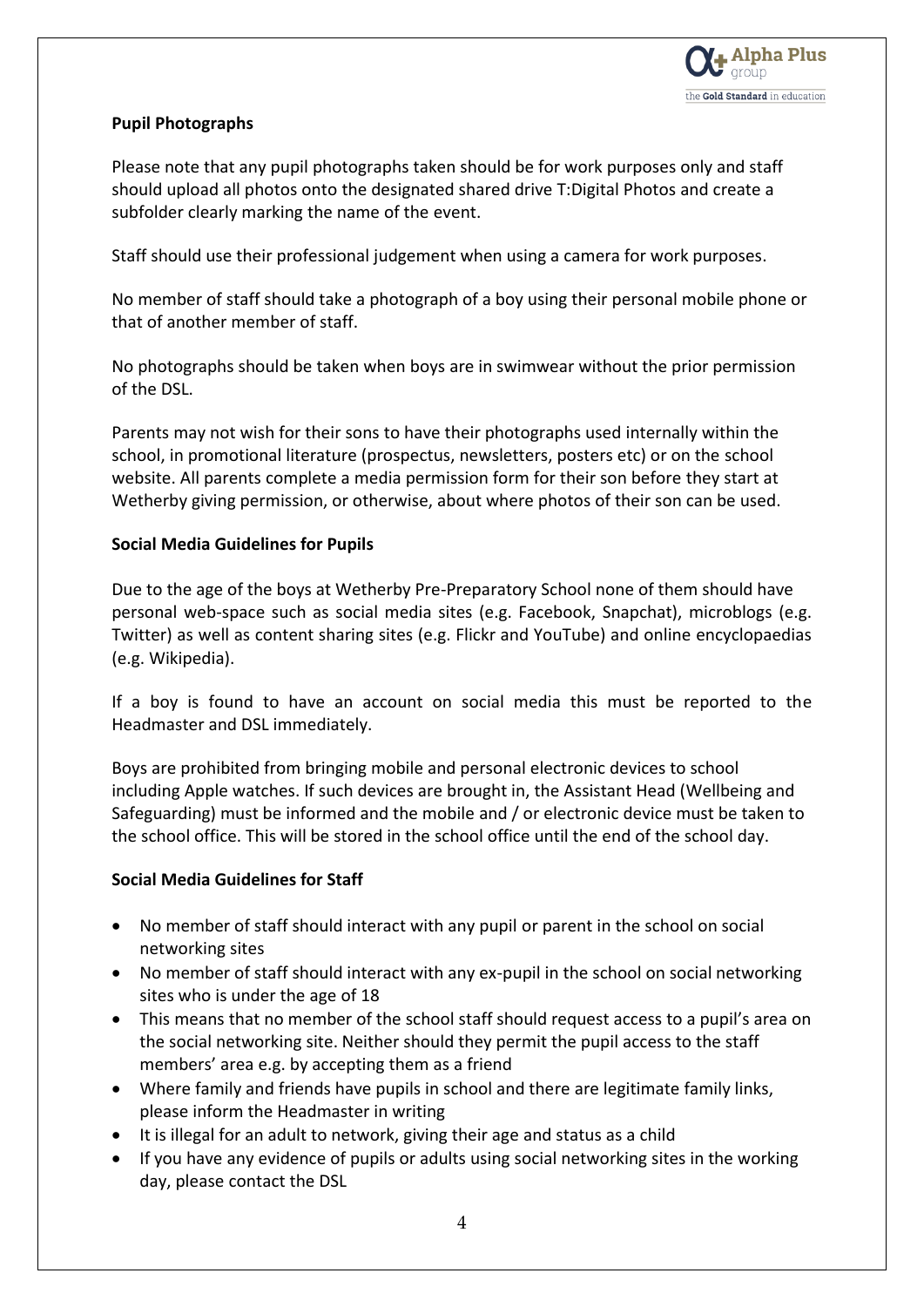**Pupil Photographs**

Please note that any pupil photographs taken should be for work purposes only and staff should upload all photos onto the designated shared drive T:Digital Photos and create a subfolder clearly marking the name of the event.

Staff should use their professional judgement when using a camera for work purposes.

No member of staff should take a photograph of a boy using their personal mobile phone or that of another member of staff.

No photographs should be taken when boys are in swimwear without the prior permission of the DSL.

Parents may not wish for their sons to have their photographs used internally within the school, in promotional literature (prospectus, newsletters, posters etc) or on the school website. All parents complete a media permission form for their son before they start at Wetherby giving permission, or otherwise, about where photos of their son can be used.

**Social Media Guidelines for Pupils**

Due to the age of the boys at Wetherby Pre-Preparatory School none of them should have personal web-space such as social media sites (e.g. Facebook, Snapchat), microblogs (e.g. Twitter) as well as content sharing sites (e.g. Flickr and YouTube) and online encyclopaedias (e.g. Wikipedia).

If a boy is found to have an account on social media this must be reported to the Headmaster and DSL immediately.

Boys are prohibited from bringing mobile and personal electronic devices to school including Apple watches. If such devices are brought in, the Assistant Head (Wellbeing and Safeguarding) must be informed and the mobile and / or electronic device must be taken to the school office. This will be stored in the school office until the end of the school day.

**Social Media Guidelines for Staff**

- No member of staff should interact with any pupil or parent in the school on social networking sites
- No member of staff should interact with any ex-pupil in the school on social networking sites who is under the age of 18
- This means that no member of the school staff should request access to a pupil's area on the social networking site. Neither should they permit the pupil access to the staff members' area e.g. by accepting them as a friend
- Where family and friends have pupils in school and there are legitimate family links, please inform the Headmaster in writing
- It is illegal for an adult to network, giving their age and status as a child
- If you have any evidence of pupils or adults using social networking sites in the working day, please contact the DSL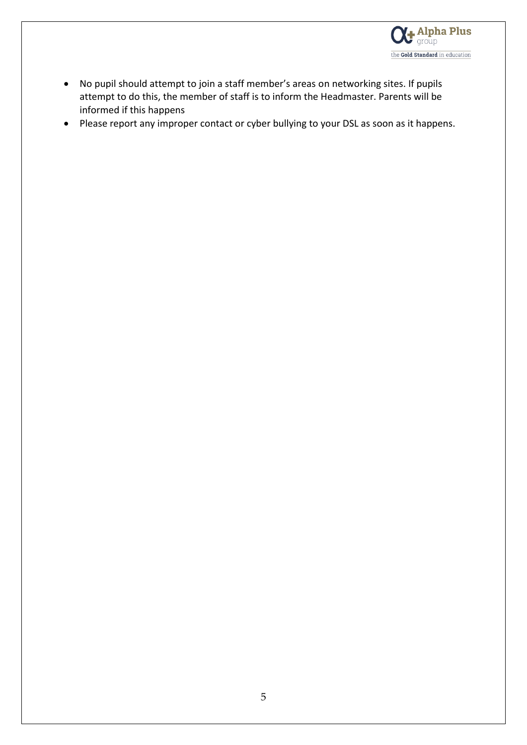- No pupil should attempt to join a staff member's areas on networking sites. If pupils attempt to do this, the member of staff is to inform the Headmaster. Parents will be informed if this happens
- Please report any improper contact or cyber bullying to your DSL as soon as it happens.